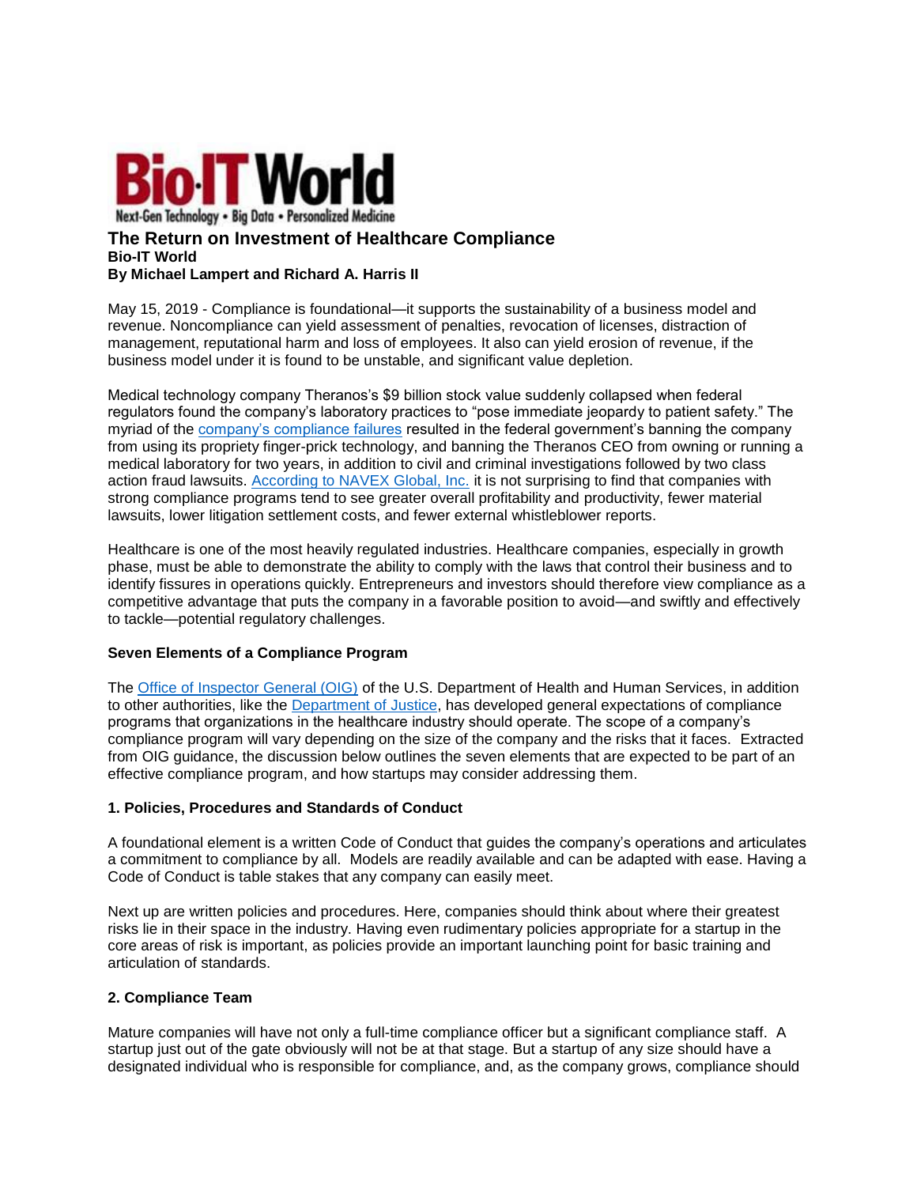# The Return on Investment of Healthcare Compliance

**Bio-IT World**
**By Michael Lampert and Richard A. Harris II**

May 15, 2019 - Compliance is foundational—it supports the sustainability of a business model and revenue. Noncompliance can yield assessment of penalties, revocation of licenses, distraction of management, reputational harm and loss of employees. It also can yield erosion of revenue, if the business model under it is found to be unstable, and significant value depletion.

Medical technology company Theranos's $9 billion stock value suddenly collapsed when federal regulators found the company's laboratory practices to "pose immediate jeopardy to patient safety." The myriad of the company's compliance failures resulted in the federal government's banning the company from using its propriety finger-prick technology, and banning the Theranos CEO from owning or running a medical laboratory for two years, in addition to civil and criminal investigations followed by two class action fraud lawsuits. According to NAVEX Global, Inc. it is not surprising to find that companies with strong compliance programs tend to see greater overall profitability and productivity, fewer material lawsuits, lower litigation settlement costs, and fewer external whistleblower reports.

Healthcare is one of the most heavily regulated industries. Healthcare companies, especially in growth phase, must be able to demonstrate the ability to comply with the laws that control their business and to identify fissures in operations quickly. Entrepreneurs and investors should therefore view compliance as a competitive advantage that puts the company in a favorable position to avoid—and swiftly and effectively to tackle—potential regulatory challenges.

### Seven Elements of a Compliance Program

The Office of Inspector General (OIG) of the U.S. Department of Health and Human Services, in addition to other authorities, like the Department of Justice, has developed general expectations of compliance programs that organizations in the healthcare industry should operate. The scope of a company's compliance program will vary depending on the size of the company and the risks that it faces. Extracted from OIG guidance, the discussion below outlines the seven elements that are expected to be part of an effective compliance program, and how startups may consider addressing them.

#### 1. Policies, Procedures and Standards of Conduct

A foundational element is a written Code of Conduct that guides the company's operations and articulates a commitment to compliance by all. Models are readily available and can be adapted with ease. Having a Code of Conduct is table stakes that any company can easily meet.

Next up are written policies and procedures. Here, companies should think about where their greatest risks lie in their space in the industry. Having even rudimentary policies appropriate for a startup in the core areas of risk is important, as policies provide an important launching point for basic training and articulation of standards.

#### 2. Compliance Team

Mature companies will have not only a full-time compliance officer but a significant compliance staff. A startup just out of the gate obviously will not be at that stage. But a startup of any size should have a designated individual who is responsible for compliance, and, as the company grows, compliance should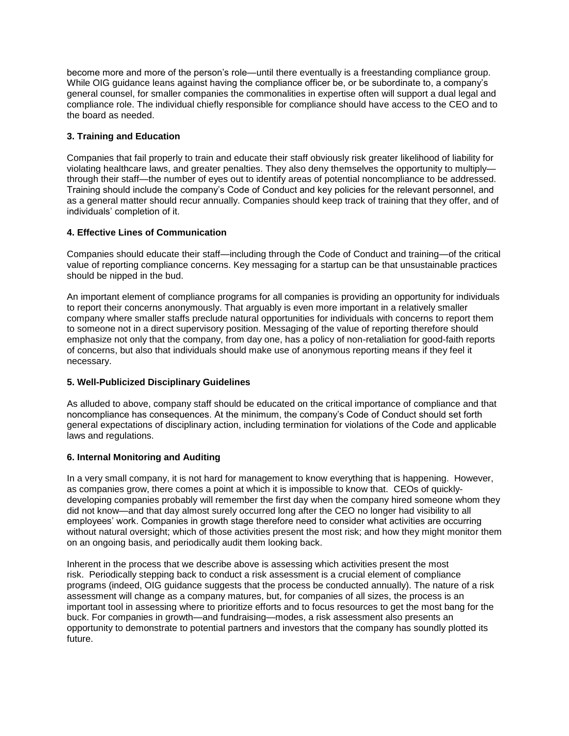become more and more of the person's role—until there eventually is a freestanding compliance group. While OIG guidance leans against having the compliance officer be, or be subordinate to, a company's general counsel, for smaller companies the commonalities in expertise often will support a dual legal and compliance role. The individual chiefly responsible for compliance should have access to the CEO and to the board as needed.

### 3. Training and Education

Companies that fail properly to train and educate their staff obviously risk greater likelihood of liability for violating healthcare laws, and greater penalties. They also deny themselves the opportunity to multiply—through their staff—the number of eyes out to identify areas of potential noncompliance to be addressed. Training should include the company's Code of Conduct and key policies for the relevant personnel, and as a general matter should recur annually. Companies should keep track of training that they offer, and of individuals' completion of it.

### 4. Effective Lines of Communication

Companies should educate their staff—including through the Code of Conduct and training—of the critical value of reporting compliance concerns. Key messaging for a startup can be that unsustainable practices should be nipped in the bud.

An important element of compliance programs for all companies is providing an opportunity for individuals to report their concerns anonymously. That arguably is even more important in a relatively smaller company where smaller staffs preclude natural opportunities for individuals with concerns to report them to someone not in a direct supervisory position. Messaging of the value of reporting therefore should emphasize not only that the company, from day one, has a policy of non-retaliation for good-faith reports of concerns, but also that individuals should make use of anonymous reporting means if they feel it necessary.

### 5. Well-Publicized Disciplinary Guidelines

As alluded to above, company staff should be educated on the critical importance of compliance and that noncompliance has consequences. At the minimum, the company's Code of Conduct should set forth general expectations of disciplinary action, including termination for violations of the Code and applicable laws and regulations.

### 6. Internal Monitoring and Auditing

In a very small company, it is not hard for management to know everything that is happening. However, as companies grow, there comes a point at which it is impossible to know that. CEOs of quickly-developing companies probably will remember the first day when the company hired someone whom they did not know—and that day almost surely occurred long after the CEO no longer had visibility to all employees' work. Companies in growth stage therefore need to consider what activities are occurring without natural oversight; which of those activities present the most risk; and how they might monitor them on an ongoing basis, and periodically audit them looking back.

Inherent in the process that we describe above is assessing which activities present the most risk. Periodically stepping back to conduct a risk assessment is a crucial element of compliance programs (indeed, OIG guidance suggests that the process be conducted annually). The nature of a risk assessment will change as a company matures, but, for companies of all sizes, the process is an important tool in assessing where to prioritize efforts and to focus resources to get the most bang for the buck. For companies in growth—and fundraising—modes, a risk assessment also presents an opportunity to demonstrate to potential partners and investors that the company has soundly plotted its future.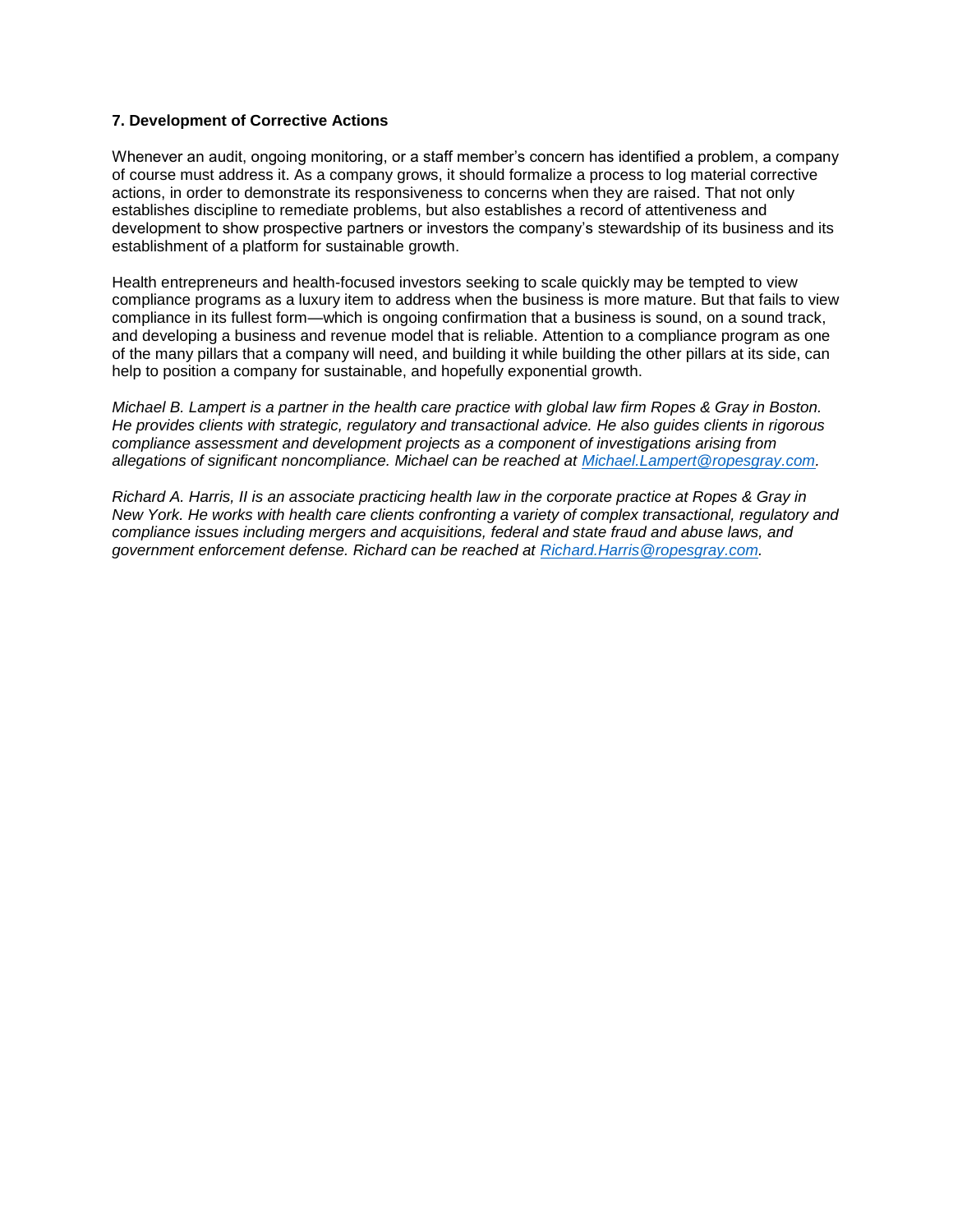**7. Development of Corrective Actions**

Whenever an audit, ongoing monitoring, or a staff member's concern has identified a problem, a company of course must address it. As a company grows, it should formalize a process to log material corrective actions, in order to demonstrate its responsiveness to concerns when they are raised. That not only establishes discipline to remediate problems, but also establishes a record of attentiveness and development to show prospective partners or investors the company's stewardship of its business and its establishment of a platform for sustainable growth.

Health entrepreneurs and health-focused investors seeking to scale quickly may be tempted to view compliance programs as a luxury item to address when the business is more mature. But that fails to view compliance in its fullest form—which is ongoing confirmation that a business is sound, on a sound track, and developing a business and revenue model that is reliable. Attention to a compliance program as one of the many pillars that a company will need, and building it while building the other pillars at its side, can help to position a company for sustainable, and hopefully exponential growth.

*Michael B. Lampert is a partner in the health care practice with global law firm Ropes & Gray in Boston. He provides clients with strategic, regulatory and transactional advice. He also guides clients in rigorous compliance assessment and development projects as a component of investigations arising from allegations of significant noncompliance. Michael can be reached at [Michael.Lampert@ropesgray.com](mailto:Michael.Lampert@ropesgray.com).*

*Richard A. Harris, II is an associate practicing health law in the corporate practice at Ropes & Gray in New York. He works with health care clients confronting a variety of complex transactional, regulatory and compliance issues including mergers and acquisitions, federal and state fraud and abuse laws, and government enforcement defense. Richard can be reached at [Richard.Harris@ropesgray.com](mailto:Richard.Harris@ropesgray.com).*